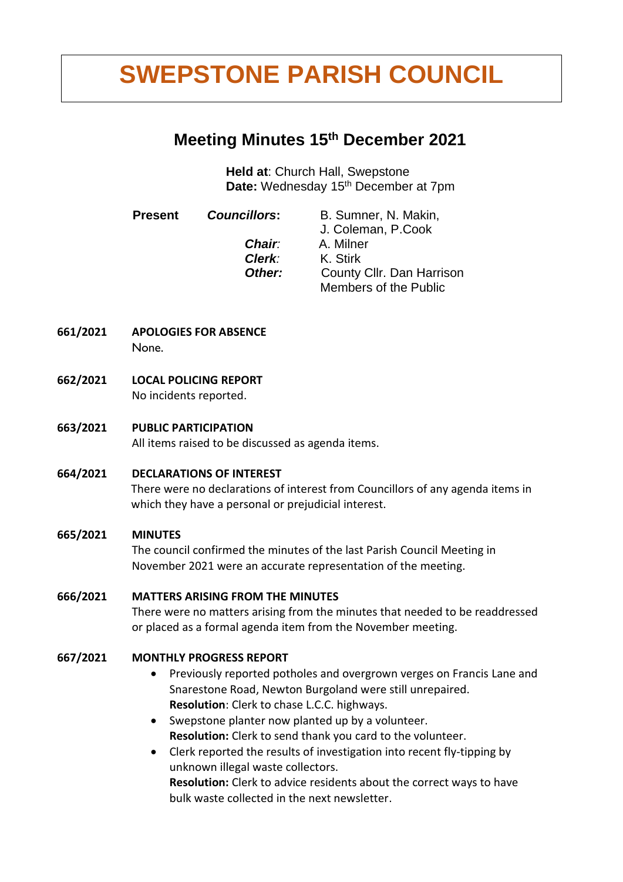# SWEPSTONE PARISH COUNCIL

## Meeting Minutes 15th December 2021

**Held at**: Church Hall, Swepstone
**Date:** Wednesday 15th December at 7pm

**Present** ***Councillors*:** B. Sumner, N. Makin, J. Coleman, P.Cook
***Chair*:** A. Milner
***Clerk*:** K. Stirk
***Other:*** County Cllr. Dan Harrison, Members of the Public

**661/2021 APOLOGIES FOR ABSENCE**

None.

**662/2021 LOCAL POLICING REPORT**

No incidents reported.

**663/2021 PUBLIC PARTICIPATION**

All items raised to be discussed as agenda items.

**664/2021 DECLARATIONS OF INTEREST**

There were no declarations of interest from Councillors of any agenda items in which they have a personal or prejudicial interest.

**665/2021 MINUTES**

The council confirmed the minutes of the last Parish Council Meeting in November 2021 were an accurate representation of the meeting.

**666/2021 MATTERS ARISING FROM THE MINUTES**

There were no matters arising from the minutes that needed to be readdressed or placed as a formal agenda item from the November meeting.

**667/2021 MONTHLY PROGRESS REPORT**

- Previously reported potholes and overgrown verges on Francis Lane and Snarestone Road, Newton Burgoland were still unrepaired.
  **Resolution**: Clerk to chase L.C.C. highways.
- Swepstone planter now planted up by a volunteer.
  **Resolution:** Clerk to send thank you card to the volunteer.
- Clerk reported the results of investigation into recent fly-tipping by unknown illegal waste collectors.
  **Resolution:** Clerk to advice residents about the correct ways to have bulk waste collected in the next newsletter.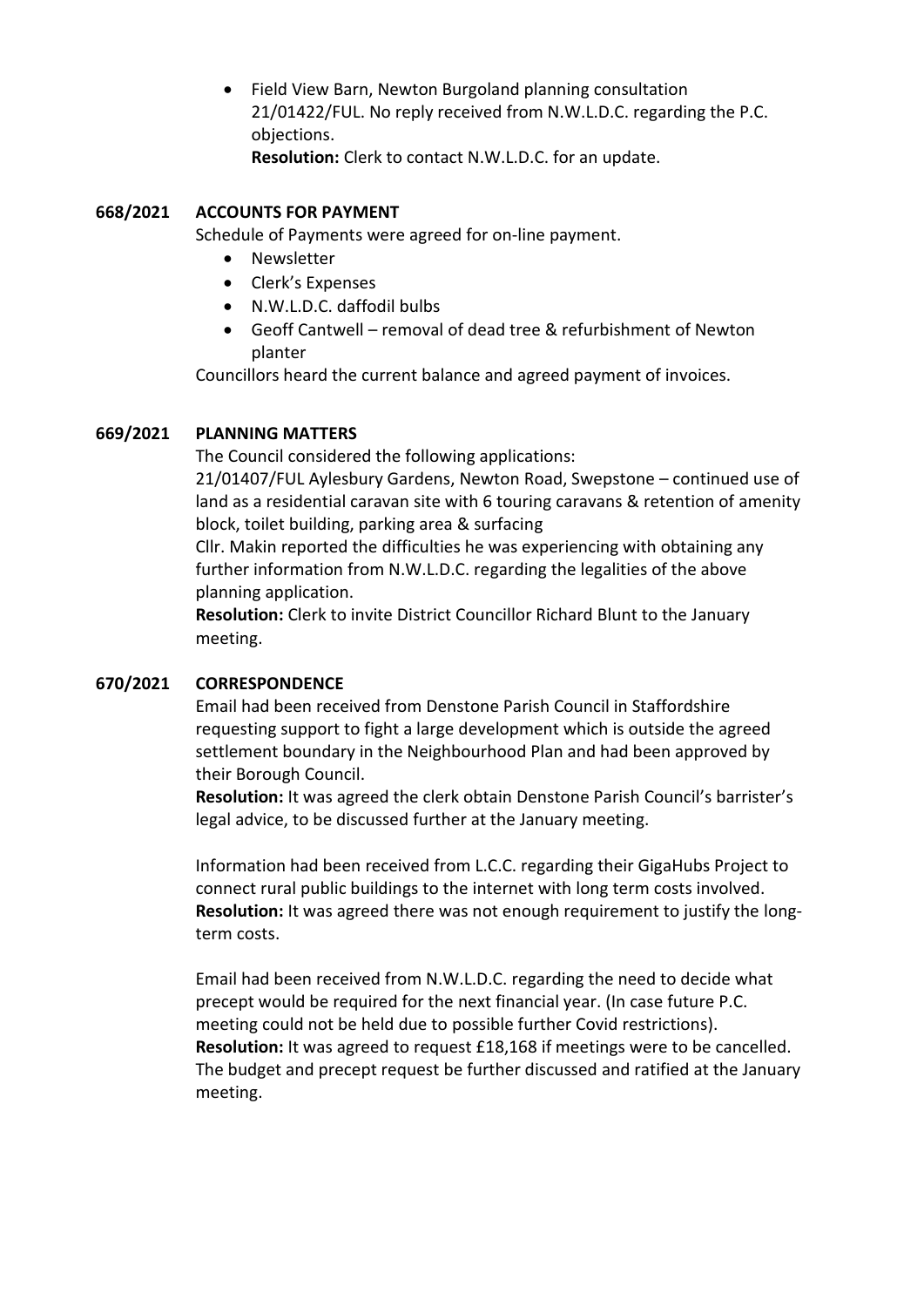- Field View Barn, Newton Burgoland planning consultation 21/01422/FUL. No reply received from N.W.L.D.C. regarding the P.C. objections.
  **Resolution:** Clerk to contact N.W.L.D.C. for an update.

**668/2021 ACCOUNTS FOR PAYMENT**

Schedule of Payments were agreed for on-line payment.

- Newsletter
- Clerk's Expenses
- N.W.L.D.C. daffodil bulbs
- Geoff Cantwell – removal of dead tree & refurbishment of Newton planter

Councillors heard the current balance and agreed payment of invoices.

**669/2021 PLANNING MATTERS**

The Council considered the following applications:

21/01407/FUL Aylesbury Gardens, Newton Road, Swepstone – continued use of land as a residential caravan site with 6 touring caravans & retention of amenity block, toilet building, parking area & surfacing

Cllr. Makin reported the difficulties he was experiencing with obtaining any further information from N.W.L.D.C. regarding the legalities of the above planning application.

**Resolution:** Clerk to invite District Councillor Richard Blunt to the January meeting.

**670/2021 CORRESPONDENCE**

Email had been received from Denstone Parish Council in Staffordshire requesting support to fight a large development which is outside the agreed settlement boundary in the Neighbourhood Plan and had been approved by their Borough Council.

**Resolution:** It was agreed the clerk obtain Denstone Parish Council's barrister's legal advice, to be discussed further at the January meeting.

Information had been received from L.C.C. regarding their GigaHubs Project to connect rural public buildings to the internet with long term costs involved.

**Resolution:** It was agreed there was not enough requirement to justify the long-term costs.

Email had been received from N.W.L.D.C. regarding the need to decide what precept would be required for the next financial year. (In case future P.C. meeting could not be held due to possible further Covid restrictions).

**Resolution:** It was agreed to request £18,168 if meetings were to be cancelled. The budget and precept request be further discussed and ratified at the January meeting.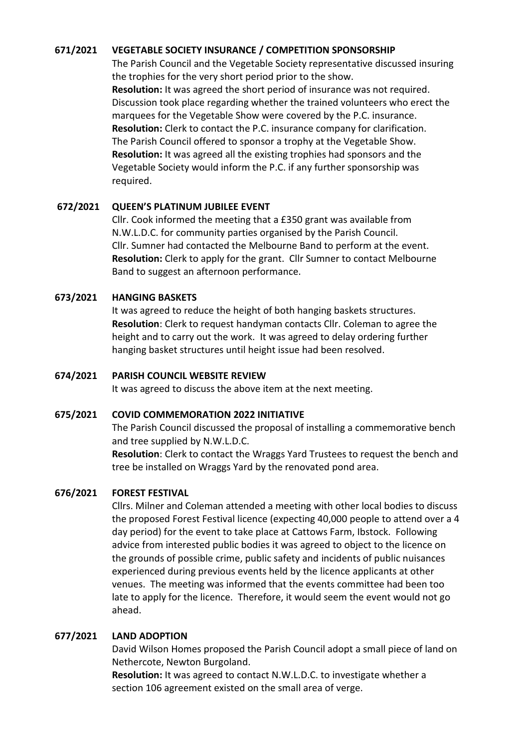**671/2021 VEGETABLE SOCIETY INSURANCE / COMPETITION SPONSORSHIP**

The Parish Council and the Vegetable Society representative discussed insuring the trophies for the very short period prior to the show.

**Resolution:** It was agreed the short period of insurance was not required.

Discussion took place regarding whether the trained volunteers who erect the marquees for the Vegetable Show were covered by the P.C. insurance.

**Resolution:** Clerk to contact the P.C. insurance company for clarification.

The Parish Council offered to sponsor a trophy at the Vegetable Show.

**Resolution:** It was agreed all the existing trophies had sponsors and the Vegetable Society would inform the P.C. if any further sponsorship was required.

**672/2021 QUEEN'S PLATINUM JUBILEE EVENT**

Cllr. Cook informed the meeting that a £350 grant was available from N.W.L.D.C. for community parties organised by the Parish Council.

Cllr. Sumner had contacted the Melbourne Band to perform at the event.

**Resolution:** Clerk to apply for the grant. Cllr Sumner to contact Melbourne Band to suggest an afternoon performance.

**673/2021 HANGING BASKETS**

It was agreed to reduce the height of both hanging baskets structures.

**Resolution**: Clerk to request handyman contacts Cllr. Coleman to agree the height and to carry out the work. It was agreed to delay ordering further hanging basket structures until height issue had been resolved.

**674/2021 PARISH COUNCIL WEBSITE REVIEW**

It was agreed to discuss the above item at the next meeting.

**675/2021 COVID COMMEMORATION 2022 INITIATIVE**

The Parish Council discussed the proposal of installing a commemorative bench and tree supplied by N.W.L.D.C.

**Resolution**: Clerk to contact the Wraggs Yard Trustees to request the bench and tree be installed on Wraggs Yard by the renovated pond area.

**676/2021 FOREST FESTIVAL**

Cllrs. Milner and Coleman attended a meeting with other local bodies to discuss the proposed Forest Festival licence (expecting 40,000 people to attend over a 4 day period) for the event to take place at Cattows Farm, Ibstock. Following advice from interested public bodies it was agreed to object to the licence on the grounds of possible crime, public safety and incidents of public nuisances experienced during previous events held by the licence applicants at other venues. The meeting was informed that the events committee had been too late to apply for the licence. Therefore, it would seem the event would not go ahead.

**677/2021 LAND ADOPTION**

David Wilson Homes proposed the Parish Council adopt a small piece of land on Nethercote, Newton Burgoland.

**Resolution:** It was agreed to contact N.W.L.D.C. to investigate whether a section 106 agreement existed on the small area of verge.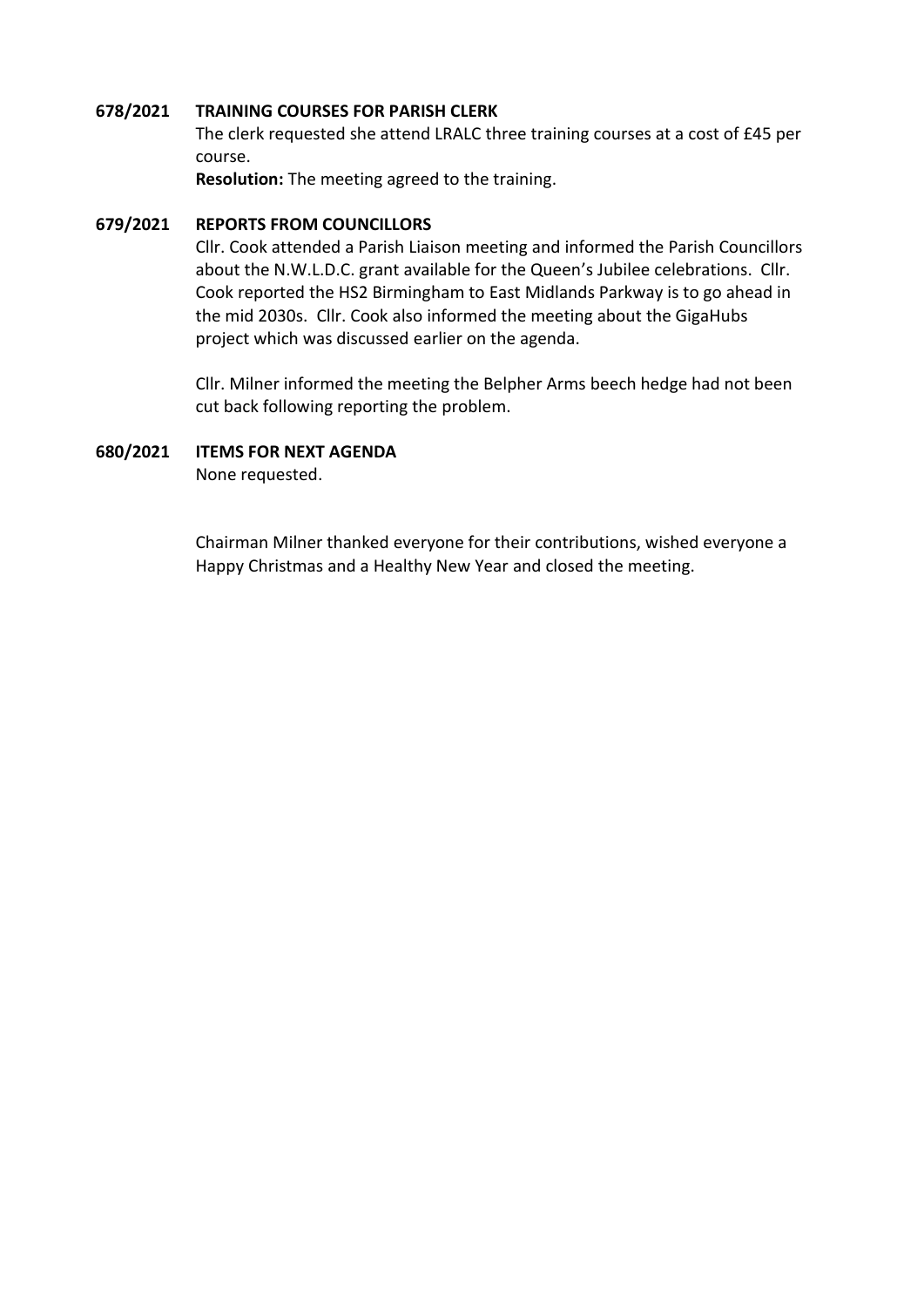**678/2021 TRAINING COURSES FOR PARISH CLERK**

The clerk requested she attend LRALC three training courses at a cost of £45 per course.

**Resolution:** The meeting agreed to the training.

**679/2021 REPORTS FROM COUNCILLORS**

Cllr. Cook attended a Parish Liaison meeting and informed the Parish Councillors about the N.W.L.D.C. grant available for the Queen's Jubilee celebrations. Cllr. Cook reported the HS2 Birmingham to East Midlands Parkway is to go ahead in the mid 2030s. Cllr. Cook also informed the meeting about the GigaHubs project which was discussed earlier on the agenda.

Cllr. Milner informed the meeting the Belpher Arms beech hedge had not been cut back following reporting the problem.

**680/2021 ITEMS FOR NEXT AGENDA**

None requested.

Chairman Milner thanked everyone for their contributions, wished everyone a Happy Christmas and a Healthy New Year and closed the meeting.